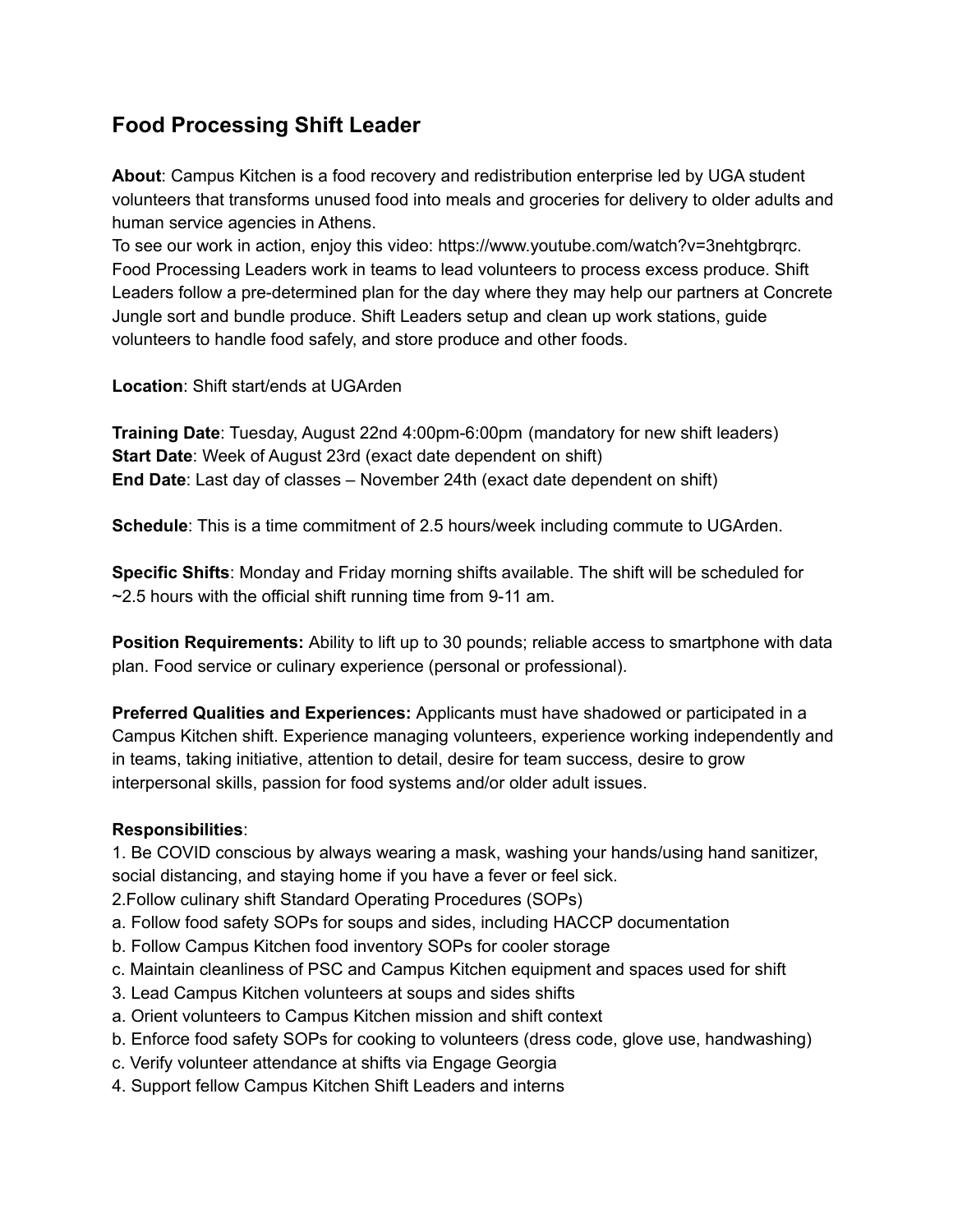## Food Processing Shift Leader

**About**: Campus Kitchen is a food recovery and redistribution enterprise led by UGA student volunteers that transforms unused food into meals and groceries for delivery to older adults and human service agencies in Athens.
To see our work in action, enjoy this video: https://www.youtube.com/watch?v=3nehtgbrqrc.
Food Processing Leaders work in teams to lead volunteers to process excess produce. Shift Leaders follow a pre-determined plan for the day where they may help our partners at Concrete Jungle sort and bundle produce. Shift Leaders setup and clean up work stations, guide volunteers to handle food safely, and store produce and other foods.

**Location**: Shift start/ends at UGArden

**Training Date**: Tuesday, August 22nd 4:00pm-6:00pm (mandatory for new shift leaders)
**Start Date**: Week of August 23rd (exact date dependent on shift)
**End Date**: Last day of classes – November 24th (exact date dependent on shift)

**Schedule**: This is a time commitment of 2.5 hours/week including commute to UGArden.

**Specific Shifts**: Monday and Friday morning shifts available. The shift will be scheduled for ~2.5 hours with the official shift running time from 9-11 am.

**Position Requirements:** Ability to lift up to 30 pounds; reliable access to smartphone with data plan. Food service or culinary experience (personal or professional).

**Preferred Qualities and Experiences:** Applicants must have shadowed or participated in a Campus Kitchen shift. Experience managing volunteers, experience working independently and in teams, taking initiative, attention to detail, desire for team success, desire to grow interpersonal skills, passion for food systems and/or older adult issues.

**Responsibilities**:

1. Be COVID conscious by always wearing a mask, washing your hands/using hand sanitizer, social distancing, and staying home if you have a fever or feel sick.
2. Follow culinary shift Standard Operating Procedures (SOPs)
   a. Follow food safety SOPs for soups and sides, including HACCP documentation
   b. Follow Campus Kitchen food inventory SOPs for cooler storage
   c. Maintain cleanliness of PSC and Campus Kitchen equipment and spaces used for shift
3. Lead Campus Kitchen volunteers at soups and sides shifts
   a. Orient volunteers to Campus Kitchen mission and shift context
   b. Enforce food safety SOPs for cooking to volunteers (dress code, glove use, handwashing)
   c. Verify volunteer attendance at shifts via Engage Georgia
4. Support fellow Campus Kitchen Shift Leaders and interns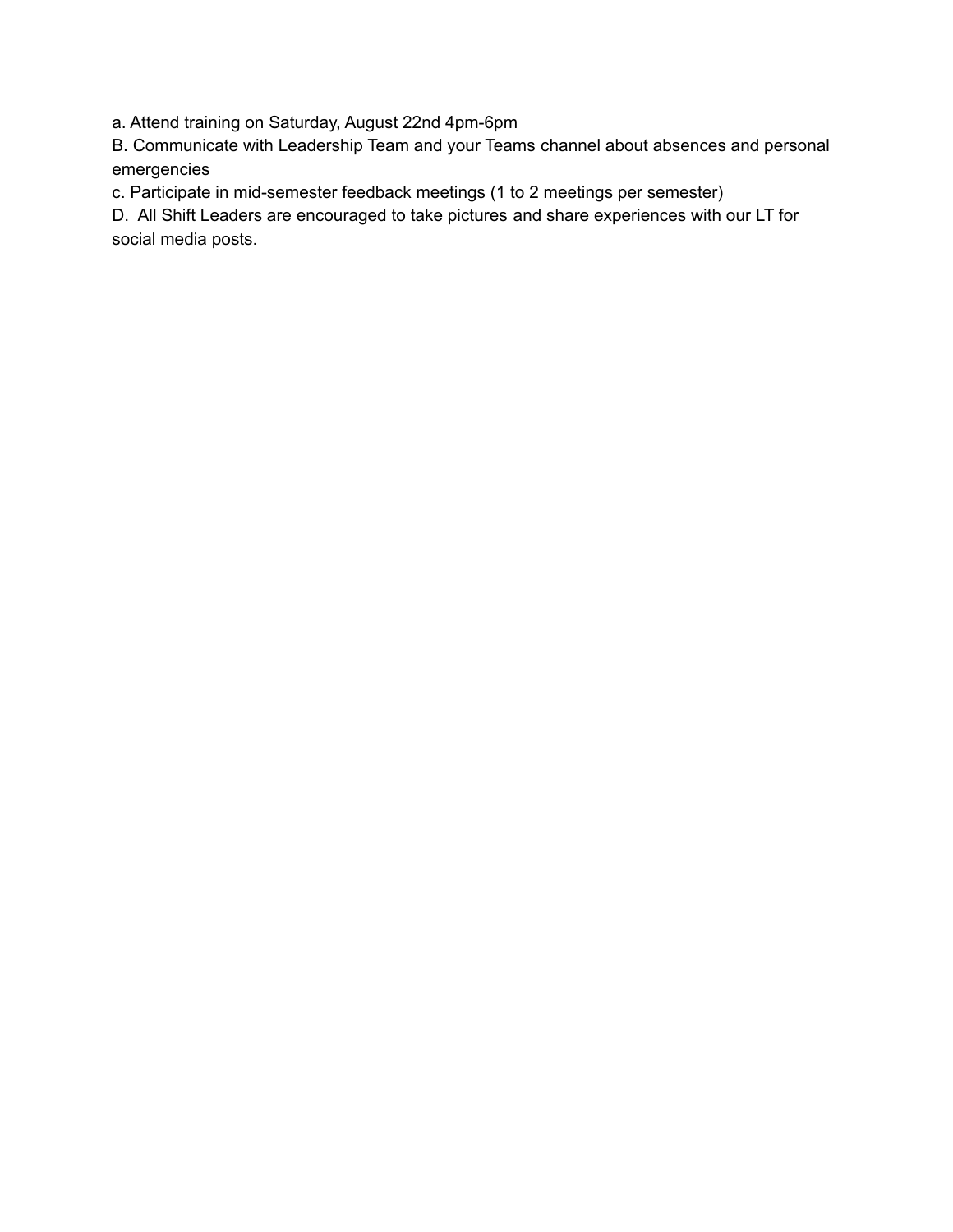a. Attend training on Saturday, August 22nd 4pm-6pm

B. Communicate with Leadership Team and your Teams channel about absences and personal emergencies

c. Participate in mid-semester feedback meetings (1 to 2 meetings per semester)

D. All Shift Leaders are encouraged to take pictures and share experiences with our LT for social media posts.